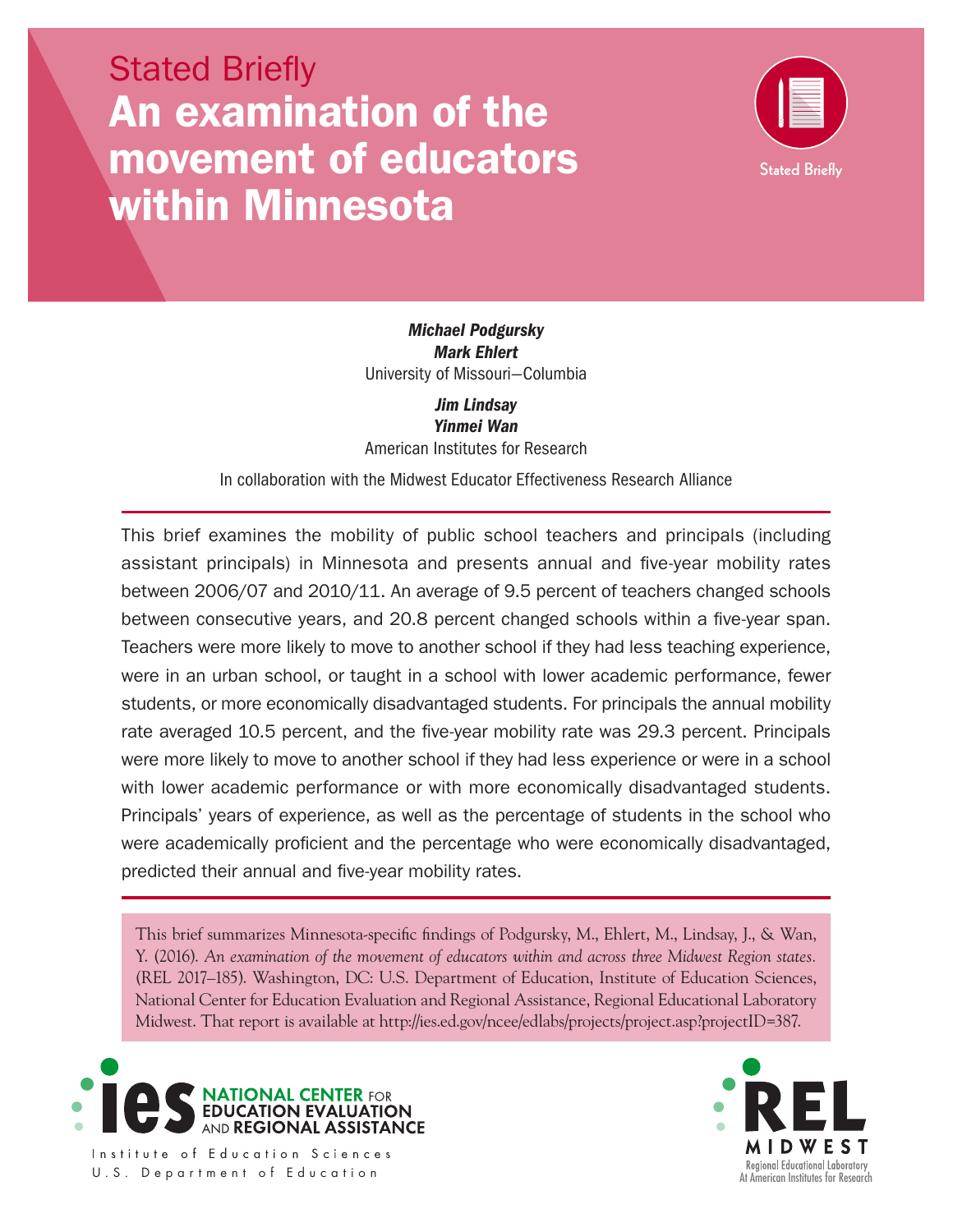Stated Briefly

# An examination of the movement of educators within Minnesota

***Michael Podgursky***
***Mark Ehlert***
University of Missouri—Columbia

***Jim Lindsay***
***Yinmei Wan***
American Institutes for Research

In collaboration with the Midwest Educator Effectiveness Research Alliance

This brief examines the mobility of public school teachers and principals (including assistant principals) in Minnesota and presents annual and five-year mobility rates between 2006/07 and 2010/11. An average of 9.5 percent of teachers changed schools between consecutive years, and 20.8 percent changed schools within a five-year span. Teachers were more likely to move to another school if they had less teaching experience, were in an urban school, or taught in a school with lower academic performance, fewer students, or more economically disadvantaged students. For principals the annual mobility rate averaged 10.5 percent, and the five-year mobility rate was 29.3 percent. Principals were more likely to move to another school if they had less experience or were in a school with lower academic performance or with more economically disadvantaged students. Principals' years of experience, as well as the percentage of students in the school who were academically proficient and the percentage who were economically disadvantaged, predicted their annual and five-year mobility rates.

This brief summarizes Minnesota-specific findings of Podgursky, M., Ehlert, M., Lindsay, J., & Wan, Y. (2016). *An examination of the movement of educators within and across three Midwest Region states.* (REL 2017–185). Washington, DC: U.S. Department of Education, Institute of Education Sciences, National Center for Education Evaluation and Regional Assistance, Regional Educational Laboratory Midwest. That report is available at http://ies.ed.gov/ncee/edlabs/projects/project.asp?projectID=387.

ies NATIONAL CENTER FOR EDUCATION EVALUATION AND REGIONAL ASSISTANCE
Institute of Education Sciences
U.S. Department of Education

REL MIDWEST
Regional Educational Laboratory
At American Institutes for Research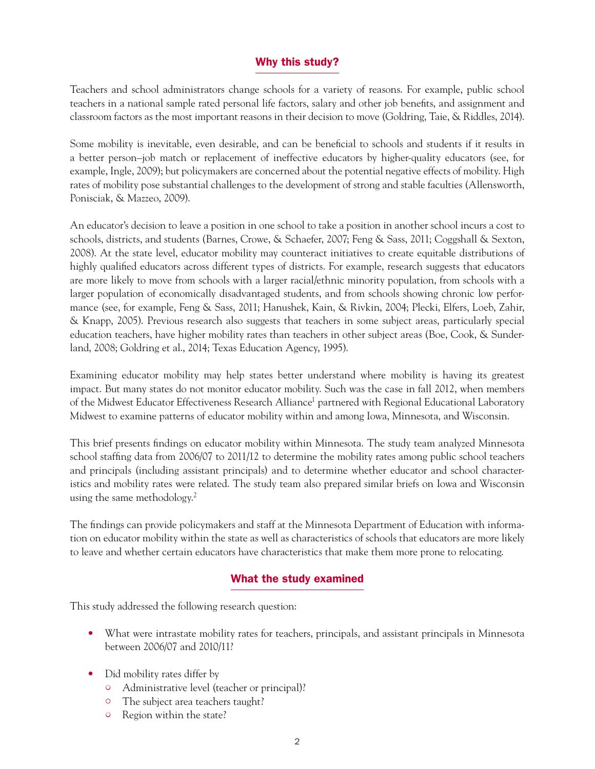## Why this study?

Teachers and school administrators change schools for a variety of reasons. For example, public school teachers in a national sample rated personal life factors, salary and other job benefits, and assignment and classroom factors as the most important reasons in their decision to move (Goldring, Taie, & Riddles, 2014).

Some mobility is inevitable, even desirable, and can be beneficial to schools and students if it results in a better person–job match or replacement of ineffective educators by higher-quality educators (see, for example, Ingle, 2009); but policymakers are concerned about the potential negative effects of mobility. High rates of mobility pose substantial challenges to the development of strong and stable faculties (Allensworth, Ponisciak, & Mazzeo, 2009).

An educator's decision to leave a position in one school to take a position in another school incurs a cost to schools, districts, and students (Barnes, Crowe, & Schaefer, 2007; Feng & Sass, 2011; Coggshall & Sexton, 2008). At the state level, educator mobility may counteract initiatives to create equitable distributions of highly qualified educators across different types of districts. For example, research suggests that educators are more likely to move from schools with a larger racial/ethnic minority population, from schools with a larger population of economically disadvantaged students, and from schools showing chronic low performance (see, for example, Feng & Sass, 2011; Hanushek, Kain, & Rivkin, 2004; Plecki, Elfers, Loeb, Zahir, & Knapp, 2005). Previous research also suggests that teachers in some subject areas, particularly special education teachers, have higher mobility rates than teachers in other subject areas (Boe, Cook, & Sunderland, 2008; Goldring et al., 2014; Texas Education Agency, 1995).

Examining educator mobility may help states better understand where mobility is having its greatest impact. But many states do not monitor educator mobility. Such was the case in fall 2012, when members of the Midwest Educator Effectiveness Research Alliance[1] partnered with Regional Educational Laboratory Midwest to examine patterns of educator mobility within and among Iowa, Minnesota, and Wisconsin.

This brief presents findings on educator mobility within Minnesota. The study team analyzed Minnesota school staffing data from 2006/07 to 2011/12 to determine the mobility rates among public school teachers and principals (including assistant principals) and to determine whether educator and school characteristics and mobility rates were related. The study team also prepared similar briefs on Iowa and Wisconsin using the same methodology.[2]

The findings can provide policymakers and staff at the Minnesota Department of Education with information on educator mobility within the state as well as characteristics of schools that educators are more likely to leave and whether certain educators have characteristics that make them more prone to relocating.

## What the study examined

This study addressed the following research question:

- What were intrastate mobility rates for teachers, principals, and assistant principals in Minnesota between 2006/07 and 2010/11?
- Did mobility rates differ by
  - Administrative level (teacher or principal)?
  - The subject area teachers taught?
  - Region within the state?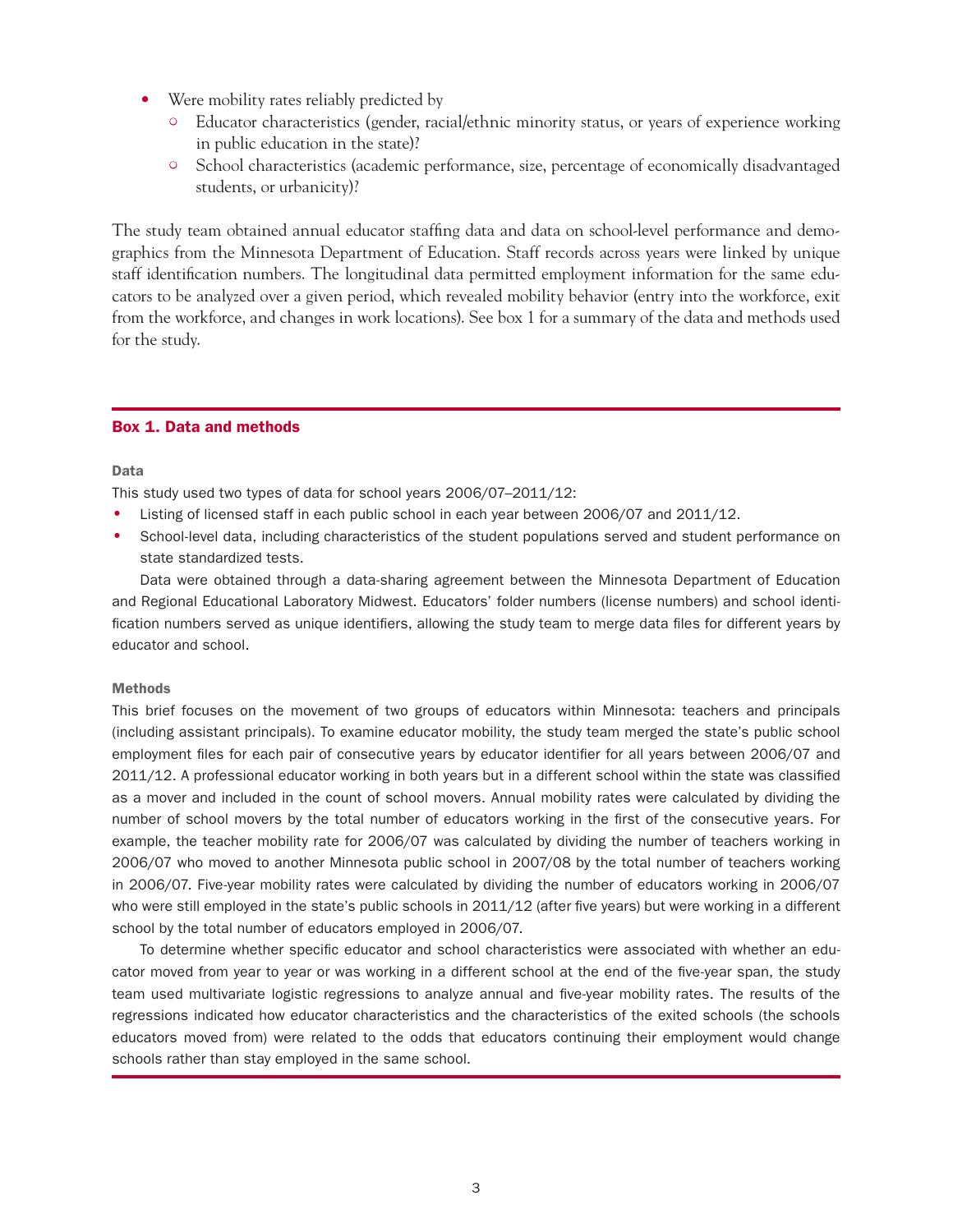- Were mobility rates reliably predicted by
  - Educator characteristics (gender, racial/ethnic minority status, or years of experience working in public education in the state)?
  - School characteristics (academic performance, size, percentage of economically disadvantaged students, or urbanicity)?

The study team obtained annual educator staffing data and data on school-level performance and demographics from the Minnesota Department of Education. Staff records across years were linked by unique staff identification numbers. The longitudinal data permitted employment information for the same educators to be analyzed over a given period, which revealed mobility behavior (entry into the workforce, exit from the workforce, and changes in work locations). See box 1 for a summary of the data and methods used for the study.

## Box 1. Data and methods

### Data

This study used two types of data for school years 2006/07–2011/12:

- Listing of licensed staff in each public school in each year between 2006/07 and 2011/12.
- School-level data, including characteristics of the student populations served and student performance on state standardized tests.

Data were obtained through a data-sharing agreement between the Minnesota Department of Education and Regional Educational Laboratory Midwest. Educators' folder numbers (license numbers) and school identification numbers served as unique identifiers, allowing the study team to merge data files for different years by educator and school.

### Methods

This brief focuses on the movement of two groups of educators within Minnesota: teachers and principals (including assistant principals). To examine educator mobility, the study team merged the state's public school employment files for each pair of consecutive years by educator identifier for all years between 2006/07 and 2011/12. A professional educator working in both years but in a different school within the state was classified as a mover and included in the count of school movers. Annual mobility rates were calculated by dividing the number of school movers by the total number of educators working in the first of the consecutive years. For example, the teacher mobility rate for 2006/07 was calculated by dividing the number of teachers working in 2006/07 who moved to another Minnesota public school in 2007/08 by the total number of teachers working in 2006/07. Five-year mobility rates were calculated by dividing the number of educators working in 2006/07 who were still employed in the state's public schools in 2011/12 (after five years) but were working in a different school by the total number of educators employed in 2006/07.

To determine whether specific educator and school characteristics were associated with whether an educator moved from year to year or was working in a different school at the end of the five-year span, the study team used multivariate logistic regressions to analyze annual and five-year mobility rates. The results of the regressions indicated how educator characteristics and the characteristics of the exited schools (the schools educators moved from) were related to the odds that educators continuing their employment would change schools rather than stay employed in the same school.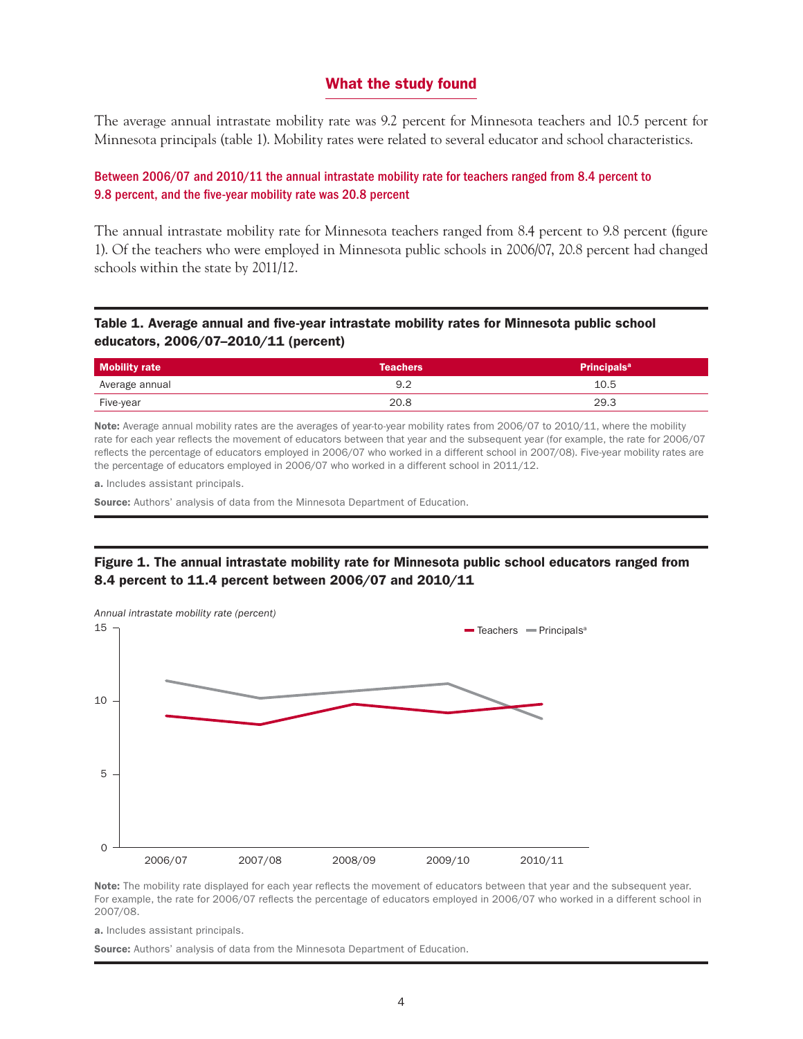## What the study found

The average annual intrastate mobility rate was 9.2 percent for Minnesota teachers and 10.5 percent for Minnesota principals (table 1). Mobility rates were related to several educator and school characteristics.

### Between 2006/07 and 2010/11 the annual intrastate mobility rate for teachers ranged from 8.4 percent to 9.8 percent, and the five-year mobility rate was 20.8 percent

The annual intrastate mobility rate for Minnesota teachers ranged from 8.4 percent to 9.8 percent (figure 1). Of the teachers who were employed in Minnesota public schools in 2006/07, 20.8 percent had changed schools within the state by 2011/12.

**Table 1. Average annual and five-year intrastate mobility rates for Minnesota public school educators, 2006/07–2010/11 (percent)**

| Mobility rate | Teachers | Principals[a] |
|---|---|---|
| Average annual | 9.2 | 10.5 |
| Five-year | 20.8 | 29.3 |

**Note:** Average annual mobility rates are the averages of year-to-year mobility rates from 2006/07 to 2010/11, where the mobility rate for each year reflects the movement of educators between that year and the subsequent year (for example, the rate for 2006/07 reflects the percentage of educators employed in 2006/07 who worked in a different school in 2007/08). Five-year mobility rates are the percentage of educators employed in 2006/07 who worked in a different school in 2011/12.

**a.** Includes assistant principals.

**Source:** Authors' analysis of data from the Minnesota Department of Education.

**Figure 1. The annual intrastate mobility rate for Minnesota public school educators ranged from 8.4 percent to 11.4 percent between 2006/07 and 2010/11**

**Note:** The mobility rate displayed for each year reflects the movement of educators between that year and the subsequent year. For example, the rate for 2006/07 reflects the percentage of educators employed in 2006/07 who worked in a different school in 2007/08.

**a.** Includes assistant principals.

**Source:** Authors' analysis of data from the Minnesota Department of Education.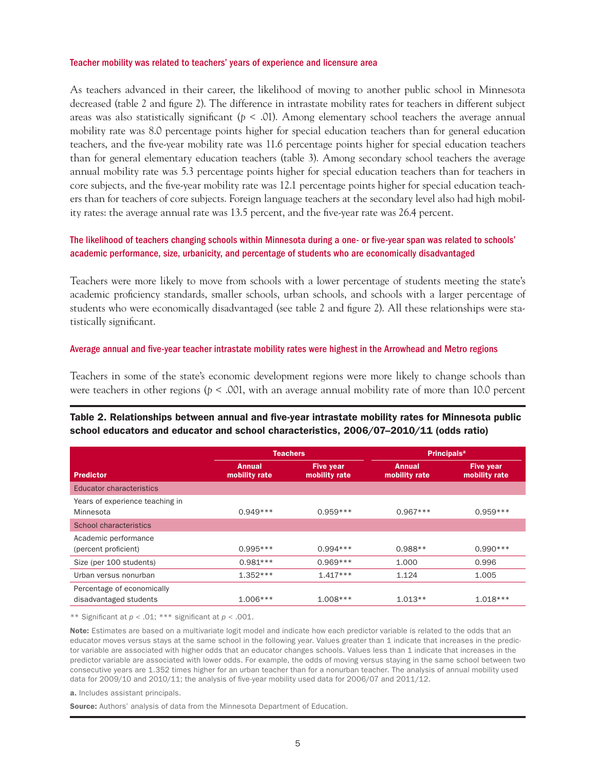### Teacher mobility was related to teachers' years of experience and licensure area

As teachers advanced in their career, the likelihood of moving to another public school in Minnesota decreased (table 2 and figure 2). The difference in intrastate mobility rates for teachers in different subject areas was also statistically significant ($p < .01$). Among elementary school teachers the average annual mobility rate was 8.0 percentage points higher for special education teachers than for general education teachers, and the five-year mobility rate was 11.6 percentage points higher for special education teachers than for general elementary education teachers (table 3). Among secondary school teachers the average annual mobility rate was 5.3 percentage points higher for special education teachers than for teachers in core subjects, and the five-year mobility rate was 12.1 percentage points higher for special education teachers than for teachers of core subjects. Foreign language teachers at the secondary level also had high mobility rates: the average annual rate was 13.5 percent, and the five-year rate was 26.4 percent.

### The likelihood of teachers changing schools within Minnesota during a one- or five-year span was related to schools' academic performance, size, urbanicity, and percentage of students who are economically disadvantaged

Teachers were more likely to move from schools with a lower percentage of students meeting the state's academic proficiency standards, smaller schools, urban schools, and schools with a larger percentage of students who were economically disadvantaged (see table 2 and figure 2). All these relationships were statistically significant.

### Average annual and five-year teacher intrastate mobility rates were highest in the Arrowhead and Metro regions

Teachers in some of the state's economic development regions were more likely to change schools than were teachers in other regions ($p < .001$, with an average annual mobility rate of more than 10.0 percent

**Table 2. Relationships between annual and five-year intrastate mobility rates for Minnesota public school educators and educator and school characteristics, 2006/07–2010/11 (odds ratio)**

| | Teachers | | Principals[a] | |
|---|---|---|---|---|
| Predictor | Annual mobility rate | Five year mobility rate | Annual mobility rate | Five year mobility rate |
| Educator characteristics | | | | |
| Years of experience teaching in Minnesota | 0.949*** | 0.959*** | 0.967*** | 0.959*** |
| School characteristics | | | | |
| Academic performance (percent proficient) | 0.995*** | 0.994*** | 0.988** | 0.990*** |
| Size (per 100 students) | 0.981*** | 0.969*** | 1.000 | 0.996 |
| Urban versus nonurban | 1.352*** | 1.417*** | 1.124 | 1.005 |
| Percentage of economically disadvantaged students | 1.006*** | 1.008*** | 1.013** | 1.018*** |

** Significant at $p < .01$; *** significant at $p < .001$.

**Note:** Estimates are based on a multivariate logit model and indicate how each predictor variable is related to the odds that an educator moves versus stays at the same school in the following year. Values greater than 1 indicate that increases in the predictor variable are associated with higher odds that an educator changes schools. Values less than 1 indicate that increases in the predictor variable are associated with lower odds. For example, the odds of moving versus staying in the same school between two consecutive years are 1.352 times higher for an urban teacher than for a nonurban teacher. The analysis of annual mobility used data for 2009/10 and 2010/11; the analysis of five-year mobility used data for 2006/07 and 2011/12.

**a.** Includes assistant principals.

**Source:** Authors' analysis of data from the Minnesota Department of Education.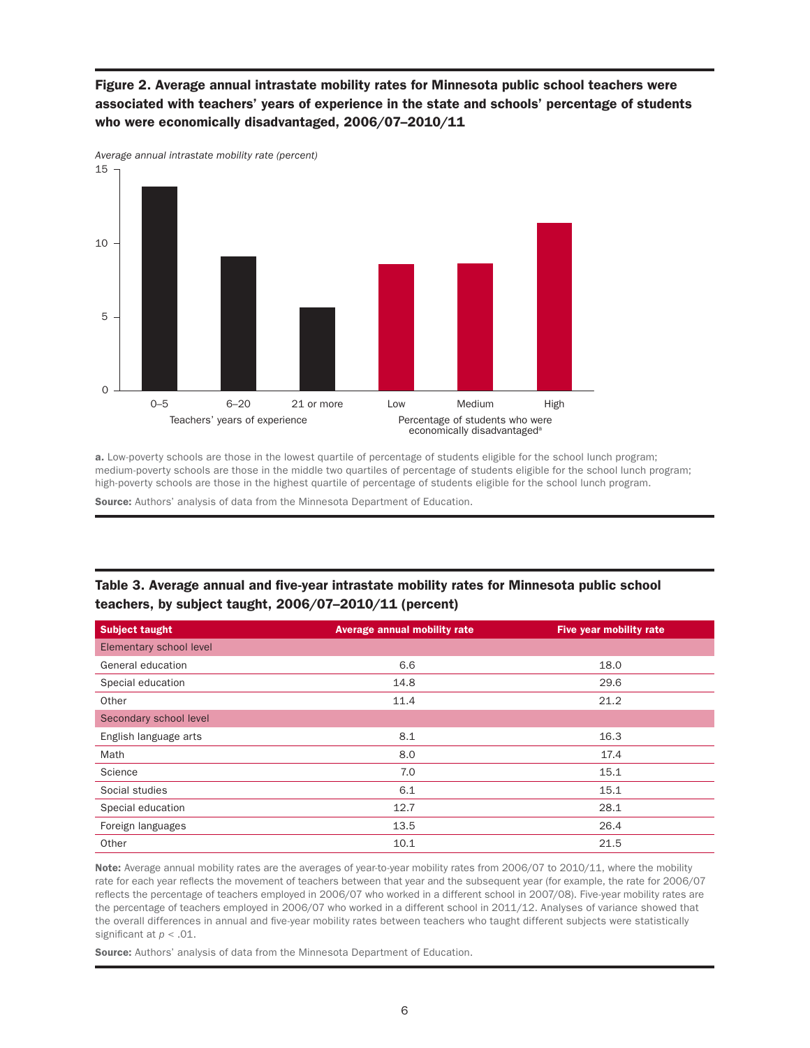**Figure 2. Average annual intrastate mobility rates for Minnesota public school teachers were associated with teachers' years of experience in the state and schools' percentage of students who were economically disadvantaged, 2006/07–2010/11**

*Average annual intrastate mobility rate (percent)*

a. Low-poverty schools are those in the lowest quartile of percentage of students eligible for the school lunch program; medium-poverty schools are those in the middle two quartiles of percentage of students eligible for the school lunch program; high-poverty schools are those in the highest quartile of percentage of students eligible for the school lunch program.

**Source:** Authors' analysis of data from the Minnesota Department of Education.

**Table 3. Average annual and five-year intrastate mobility rates for Minnesota public school teachers, by subject taught, 2006/07–2010/11 (percent)**

| Subject taught | Average annual mobility rate | Five year mobility rate |
|---|---|---|
| Elementary school level | | |
| General education | 6.6 | 18.0 |
| Special education | 14.8 | 29.6 |
| Other | 11.4 | 21.2 |
| Secondary school level | | |
| English language arts | 8.1 | 16.3 |
| Math | 8.0 | 17.4 |
| Science | 7.0 | 15.1 |
| Social studies | 6.1 | 15.1 |
| Special education | 12.7 | 28.1 |
| Foreign languages | 13.5 | 26.4 |
| Other | 10.1 | 21.5 |

**Note:** Average annual mobility rates are the averages of year-to-year mobility rates from 2006/07 to 2010/11, where the mobility rate for each year reflects the movement of teachers between that year and the subsequent year (for example, the rate for 2006/07 reflects the percentage of teachers employed in 2006/07 who worked in a different school in 2007/08). Five-year mobility rates are the percentage of teachers employed in 2006/07 who worked in a different school in 2011/12. Analyses of variance showed that the overall differences in annual and five-year mobility rates between teachers who taught different subjects were statistically significant at $p < .01$.

**Source:** Authors' analysis of data from the Minnesota Department of Education.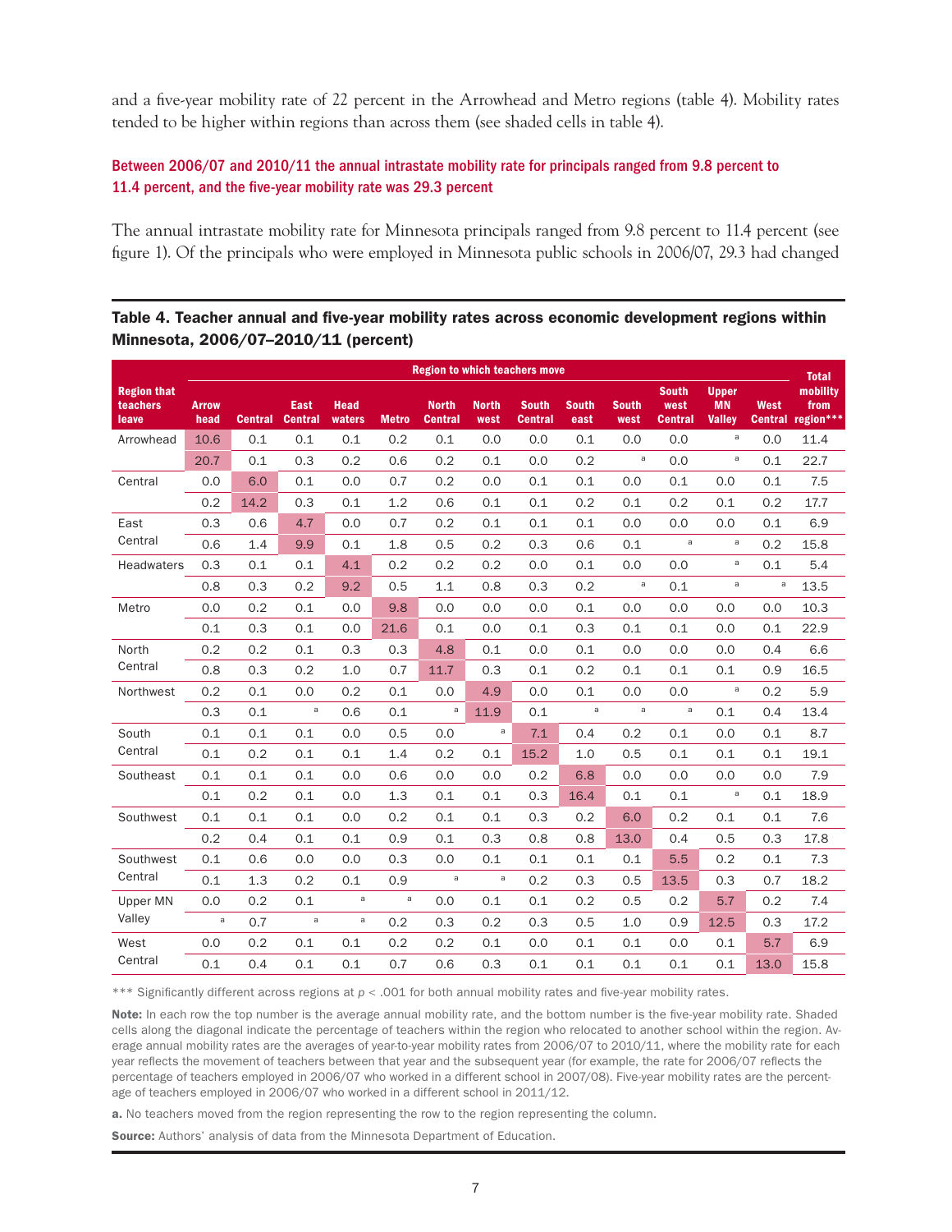and a five-year mobility rate of 22 percent in the Arrowhead and Metro regions (table 4). Mobility rates tended to be higher within regions than across them (see shaded cells in table 4).

### Between 2006/07 and 2010/11 the annual intrastate mobility rate for principals ranged from 9.8 percent to 11.4 percent, and the five-year mobility rate was 29.3 percent

The annual intrastate mobility rate for Minnesota principals ranged from 9.8 percent to 11.4 percent (see figure 1). Of the principals who were employed in Minnesota public schools in 2006/07, 29.3 had changed

**Table 4. Teacher annual and five-year mobility rates across economic development regions within Minnesota, 2006/07–2010/11 (percent)**

| Region that teachers leave | Region to which teachers move | | | | | | | | | | | | | Total mobility from region*** |
|---|---|---|---|---|---|---|---|---|---|---|---|---|---|---|
| | Arrowhead | Central | East Central | Headwaters | Metro | North Central | Northwest | South Central | Southeast | Southwest | Southwest Central | Upper MN Valley | West Central | |
| Arrowhead | 10.6 | 0.1 | 0.1 | 0.1 | 0.2 | 0.1 | 0.0 | 0.0 | 0.1 | 0.0 | 0.0 | a | 0.0 | 11.4 |
| | 20.7 | 0.1 | 0.3 | 0.2 | 0.6 | 0.2 | 0.1 | 0.0 | 0.2 | a | 0.0 | a | 0.1 | 22.7 |
| Central | 0.0 | 6.0 | 0.1 | 0.0 | 0.7 | 0.2 | 0.0 | 0.1 | 0.1 | 0.0 | 0.1 | 0.0 | 0.1 | 7.5 |
| | 0.2 | 14.2 | 0.3 | 0.1 | 1.2 | 0.6 | 0.1 | 0.1 | 0.2 | 0.1 | 0.2 | 0.1 | 0.2 | 17.7 |
| East Central | 0.3 | 0.6 | 4.7 | 0.0 | 0.7 | 0.2 | 0.1 | 0.1 | 0.1 | 0.0 | 0.0 | 0.0 | 0.1 | 6.9 |
| | 0.6 | 1.4 | 9.9 | 0.1 | 1.8 | 0.5 | 0.2 | 0.3 | 0.6 | 0.1 | a | a | 0.2 | 15.8 |
| Headwaters | 0.3 | 0.1 | 0.1 | 4.1 | 0.2 | 0.2 | 0.2 | 0.0 | 0.1 | 0.0 | 0.0 | a | 0.1 | 5.4 |
| | 0.8 | 0.3 | 0.2 | 9.2 | 0.5 | 1.1 | 0.8 | 0.3 | 0.2 | a | 0.1 | a | a | 13.5 |
| Metro | 0.0 | 0.2 | 0.1 | 0.0 | 9.8 | 0.0 | 0.0 | 0.0 | 0.1 | 0.0 | 0.0 | 0.0 | 0.0 | 10.3 |
| | 0.1 | 0.3 | 0.1 | 0.0 | 21.6 | 0.1 | 0.0 | 0.1 | 0.3 | 0.1 | 0.1 | 0.0 | 0.1 | 22.9 |
| North Central | 0.2 | 0.2 | 0.1 | 0.3 | 0.3 | 4.8 | 0.1 | 0.0 | 0.1 | 0.0 | 0.0 | 0.0 | 0.4 | 6.6 |
| | 0.8 | 0.3 | 0.2 | 1.0 | 0.7 | 11.7 | 0.3 | 0.1 | 0.2 | 0.1 | 0.1 | 0.1 | 0.9 | 16.5 |
| Northwest | 0.2 | 0.1 | 0.0 | 0.2 | 0.1 | 0.0 | 4.9 | 0.0 | 0.1 | 0.0 | 0.0 | a | 0.2 | 5.9 |
| | 0.3 | 0.1 | a | 0.6 | 0.1 | a | 11.9 | 0.1 | a | a | a | 0.1 | 0.4 | 13.4 |
| South Central | 0.1 | 0.1 | 0.1 | 0.0 | 0.5 | 0.0 | a | 7.1 | 0.4 | 0.2 | 0.1 | 0.0 | 0.1 | 8.7 |
| | 0.1 | 0.2 | 0.1 | 0.1 | 1.4 | 0.2 | 0.1 | 15.2 | 1.0 | 0.5 | 0.1 | 0.1 | 0.1 | 19.1 |
| Southeast | 0.1 | 0.1 | 0.1 | 0.0 | 0.6 | 0.0 | 0.0 | 0.2 | 6.8 | 0.0 | 0.0 | 0.0 | 0.0 | 7.9 |
| | 0.1 | 0.2 | 0.1 | 0.0 | 1.3 | 0.1 | 0.1 | 0.3 | 16.4 | 0.1 | 0.1 | a | 0.1 | 18.9 |
| Southwest | 0.1 | 0.1 | 0.1 | 0.0 | 0.2 | 0.1 | 0.1 | 0.3 | 0.2 | 6.0 | 0.2 | 0.1 | 0.1 | 7.6 |
| | 0.2 | 0.4 | 0.1 | 0.1 | 0.9 | 0.1 | 0.3 | 0.8 | 0.8 | 13.0 | 0.4 | 0.5 | 0.3 | 17.8 |
| Southwest Central | 0.1 | 0.6 | 0.0 | 0.0 | 0.3 | 0.0 | 0.1 | 0.1 | 0.1 | 0.1 | 5.5 | 0.2 | 0.1 | 7.3 |
| | 0.1 | 1.3 | 0.2 | 0.1 | 0.9 | a | a | 0.2 | 0.3 | 0.5 | 13.5 | 0.3 | 0.7 | 18.2 |
| Upper MN Valley | 0.0 | 0.2 | 0.1 | a | a | 0.0 | 0.1 | 0.1 | 0.2 | 0.5 | 0.2 | 5.7 | 0.2 | 7.4 |
| | a | 0.7 | a | a | 0.2 | 0.3 | 0.2 | 0.3 | 0.5 | 1.0 | 0.9 | 12.5 | 0.3 | 17.2 |
| West Central | 0.0 | 0.2 | 0.1 | 0.1 | 0.2 | 0.2 | 0.1 | 0.0 | 0.1 | 0.1 | 0.0 | 0.1 | 5.7 | 6.9 |
| | 0.1 | 0.4 | 0.1 | 0.1 | 0.7 | 0.6 | 0.3 | 0.1 | 0.1 | 0.1 | 0.1 | 0.1 | 13.0 | 15.8 |

*** Significantly different across regions at $p < .001$ for both annual mobility rates and five-year mobility rates.

**Note:** In each row the top number is the average annual mobility rate, and the bottom number is the five-year mobility rate. Shaded cells along the diagonal indicate the percentage of teachers within the region who relocated to another school within the region. Average annual mobility rates are the averages of year-to-year mobility rates from 2006/07 to 2010/11, where the mobility rate for each year reflects the movement of teachers between that year and the subsequent year (for example, the rate for 2006/07 reflects the percentage of teachers employed in 2006/07 who worked in a different school in 2007/08). Five-year mobility rates are the percentage of teachers employed in 2006/07 who worked in a different school in 2011/12.

**a.** No teachers moved from the region representing the row to the region representing the column.

**Source:** Authors' analysis of data from the Minnesota Department of Education.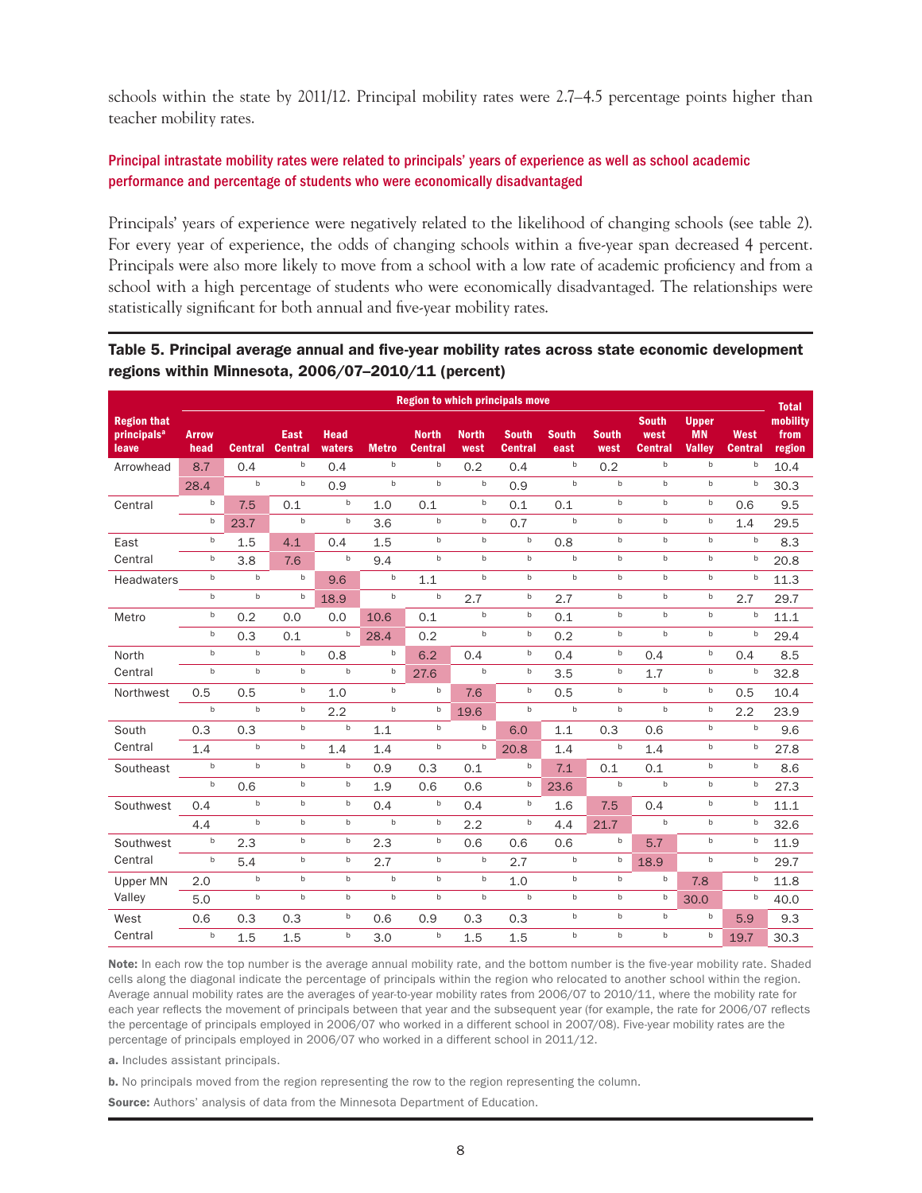schools within the state by 2011/12. Principal mobility rates were 2.7–4.5 percentage points higher than teacher mobility rates.

### Principal intrastate mobility rates were related to principals' years of experience as well as school academic performance and percentage of students who were economically disadvantaged

Principals' years of experience were negatively related to the likelihood of changing schools (see table 2). For every year of experience, the odds of changing schools within a five-year span decreased 4 percent. Principals were also more likely to move from a school with a low rate of academic proficiency and from a school with a high percentage of students who were economically disadvantaged. The relationships were statistically significant for both annual and five-year mobility rates.

**Table 5. Principal average annual and five-year mobility rates across state economic development regions within Minnesota, 2006/07–2010/11 (percent)**

| Region that principals[a] leave | Region to which principals move | | | | | | | | | | | | | Total mobility from region |
|---|---|---|---|---|---|---|---|---|---|---|---|---|---|---|
| | Arrowhead | Central | East Central | Headwaters | Metro | North Central | Northwest | South Central | Southeast | Southwest | Southwest Central | Upper MN Valley | West Central | |
| Arrowhead | 8.7 | 0.4 | b | 0.4 | b | b | 0.2 | 0.4 | b | 0.2 | b | b | b | 10.4 |
| | 28.4 | b | b | 0.9 | b | b | b | 0.9 | b | b | b | b | b | 30.3 |
| Central | b | 7.5 | 0.1 | b | 1.0 | 0.1 | b | 0.1 | 0.1 | b | b | b | 0.6 | 9.5 |
| | b | 23.7 | b | b | 3.6 | b | b | 0.7 | b | b | b | b | 1.4 | 29.5 |
| East Central | b | 1.5 | 4.1 | 0.4 | 1.5 | b | b | b | 0.8 | b | b | b | b | 8.3 |
| | b | 3.8 | 7.6 | b | 9.4 | b | b | b | b | b | b | b | b | 20.8 |
| Headwaters | b | b | b | 9.6 | b | 1.1 | b | b | b | b | b | b | b | 11.3 |
| | b | b | b | 18.9 | b | b | 2.7 | b | 2.7 | b | b | b | 2.7 | 29.7 |
| Metro | b | 0.2 | 0.0 | 0.0 | 10.6 | 0.1 | b | b | 0.1 | b | b | b | b | 11.1 |
| | b | 0.3 | 0.1 | b | 28.4 | 0.2 | b | b | 0.2 | b | b | b | b | 29.4 |
| North Central | b | b | b | 0.8 | b | 6.2 | 0.4 | b | 0.4 | b | 0.4 | b | 0.4 | 8.5 |
| | b | b | b | b | b | 27.6 | b | b | 3.5 | b | 1.7 | b | b | 32.8 |
| Northwest | 0.5 | 0.5 | b | 1.0 | b | b | 7.6 | b | 0.5 | b | b | b | 0.5 | 10.4 |
| | b | b | b | 2.2 | b | b | 19.6 | b | b | b | b | b | 2.2 | 23.9 |
| South Central | 0.3 | 0.3 | b | b | 1.1 | b | b | 6.0 | 1.1 | 0.3 | 0.6 | b | b | 9.6 |
| | 1.4 | b | b | 1.4 | 1.4 | b | b | 20.8 | 1.4 | b | 1.4 | b | b | 27.8 |
| Southeast | b | b | b | b | 0.9 | 0.3 | 0.1 | b | 7.1 | 0.1 | 0.1 | b | b | 8.6 |
| | b | 0.6 | b | b | 1.9 | 0.6 | 0.6 | b | 23.6 | b | b | b | b | 27.3 |
| Southwest | 0.4 | b | b | b | 0.4 | b | 0.4 | b | 1.6 | 7.5 | 0.4 | b | b | 11.1 |
| | 4.4 | b | b | b | b | b | 2.2 | b | 4.4 | 21.7 | b | b | b | 32.6 |
| Southwest Central | b | 2.3 | b | b | 2.3 | b | 0.6 | 0.6 | 0.6 | b | 5.7 | b | b | 11.9 |
| | b | 5.4 | b | b | 2.7 | b | b | 2.7 | b | b | 18.9 | b | b | 29.7 |
| Upper MN Valley | 2.0 | b | b | b | b | b | b | 1.0 | b | b | b | 7.8 | b | 11.8 |
| | 5.0 | b | b | b | b | b | b | b | b | b | b | 30.0 | b | 40.0 |
| West Central | 0.6 | 0.3 | 0.3 | b | 0.6 | 0.9 | 0.3 | 0.3 | b | b | b | b | 5.9 | 9.3 |
| | b | 1.5 | 1.5 | b | 3.0 | b | 1.5 | 1.5 | b | b | b | b | 19.7 | 30.3 |

**Note:** In each row the top number is the average annual mobility rate, and the bottom number is the five-year mobility rate. Shaded cells along the diagonal indicate the percentage of principals within the region who relocated to another school within the region. Average annual mobility rates are the averages of year-to-year mobility rates from 2006/07 to 2010/11, where the mobility rate for each year reflects the movement of principals between that year and the subsequent year (for example, the rate for 2006/07 reflects the percentage of principals employed in 2006/07 who worked in a different school in 2007/08). Five-year mobility rates are the percentage of principals employed in 2006/07 who worked in a different school in 2011/12.

**a.** Includes assistant principals.

**b.** No principals moved from the region representing the row to the region representing the column.

**Source:** Authors' analysis of data from the Minnesota Department of Education.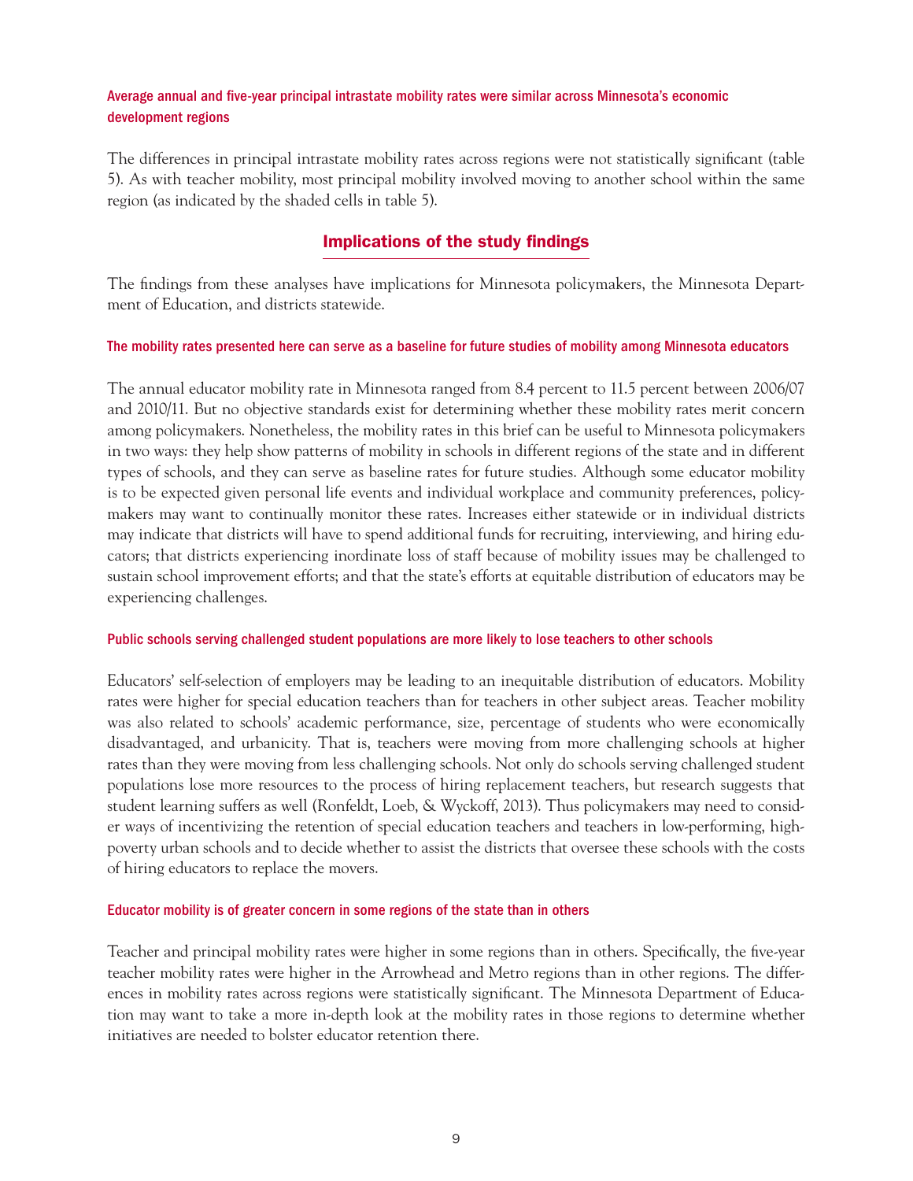### Average annual and five-year principal intrastate mobility rates were similar across Minnesota's economic development regions

The differences in principal intrastate mobility rates across regions were not statistically significant (table 5). As with teacher mobility, most principal mobility involved moving to another school within the same region (as indicated by the shaded cells in table 5).

## Implications of the study findings

The findings from these analyses have implications for Minnesota policymakers, the Minnesota Department of Education, and districts statewide.

### The mobility rates presented here can serve as a baseline for future studies of mobility among Minnesota educators

The annual educator mobility rate in Minnesota ranged from 8.4 percent to 11.5 percent between 2006/07 and 2010/11. But no objective standards exist for determining whether these mobility rates merit concern among policymakers. Nonetheless, the mobility rates in this brief can be useful to Minnesota policymakers in two ways: they help show patterns of mobility in schools in different regions of the state and in different types of schools, and they can serve as baseline rates for future studies. Although some educator mobility is to be expected given personal life events and individual workplace and community preferences, policymakers may want to continually monitor these rates. Increases either statewide or in individual districts may indicate that districts will have to spend additional funds for recruiting, interviewing, and hiring educators; that districts experiencing inordinate loss of staff because of mobility issues may be challenged to sustain school improvement efforts; and that the state's efforts at equitable distribution of educators may be experiencing challenges.

### Public schools serving challenged student populations are more likely to lose teachers to other schools

Educators' self-selection of employers may be leading to an inequitable distribution of educators. Mobility rates were higher for special education teachers than for teachers in other subject areas. Teacher mobility was also related to schools' academic performance, size, percentage of students who were economically disadvantaged, and urbanicity. That is, teachers were moving from more challenging schools at higher rates than they were moving from less challenging schools. Not only do schools serving challenged student populations lose more resources to the process of hiring replacement teachers, but research suggests that student learning suffers as well (Ronfeldt, Loeb, & Wyckoff, 2013). Thus policymakers may need to consider ways of incentivizing the retention of special education teachers and teachers in low-performing, high-poverty urban schools and to decide whether to assist the districts that oversee these schools with the costs of hiring educators to replace the movers.

### Educator mobility is of greater concern in some regions of the state than in others

Teacher and principal mobility rates were higher in some regions than in others. Specifically, the five-year teacher mobility rates were higher in the Arrowhead and Metro regions than in other regions. The differences in mobility rates across regions were statistically significant. The Minnesota Department of Education may want to take a more in-depth look at the mobility rates in those regions to determine whether initiatives are needed to bolster educator retention there.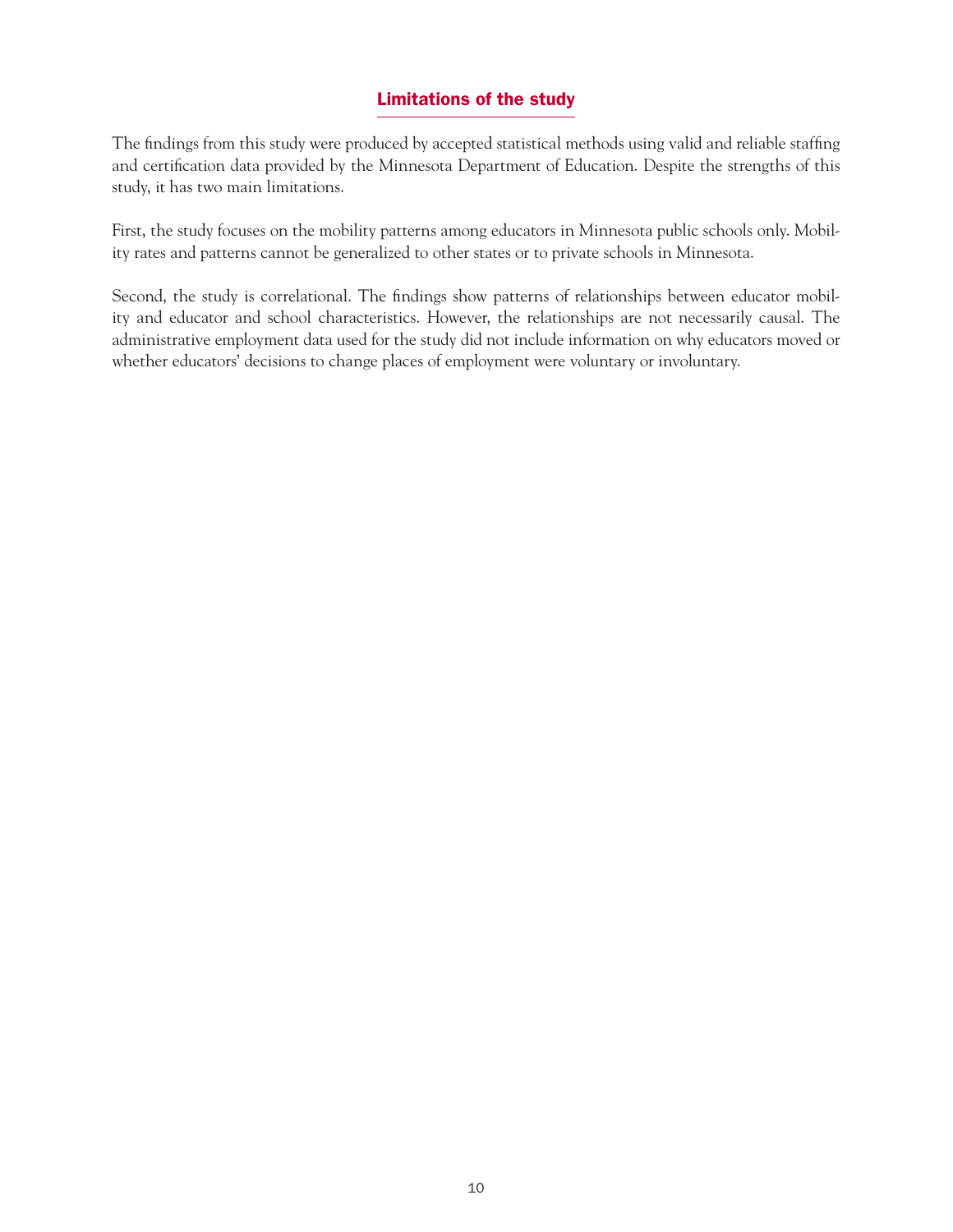## Limitations of the study

The findings from this study were produced by accepted statistical methods using valid and reliable staffing and certification data provided by the Minnesota Department of Education. Despite the strengths of this study, it has two main limitations.

First, the study focuses on the mobility patterns among educators in Minnesota public schools only. Mobility rates and patterns cannot be generalized to other states or to private schools in Minnesota.

Second, the study is correlational. The findings show patterns of relationships between educator mobility and educator and school characteristics. However, the relationships are not necessarily causal. The administrative employment data used for the study did not include information on why educators moved or whether educators' decisions to change places of employment were voluntary or involuntary.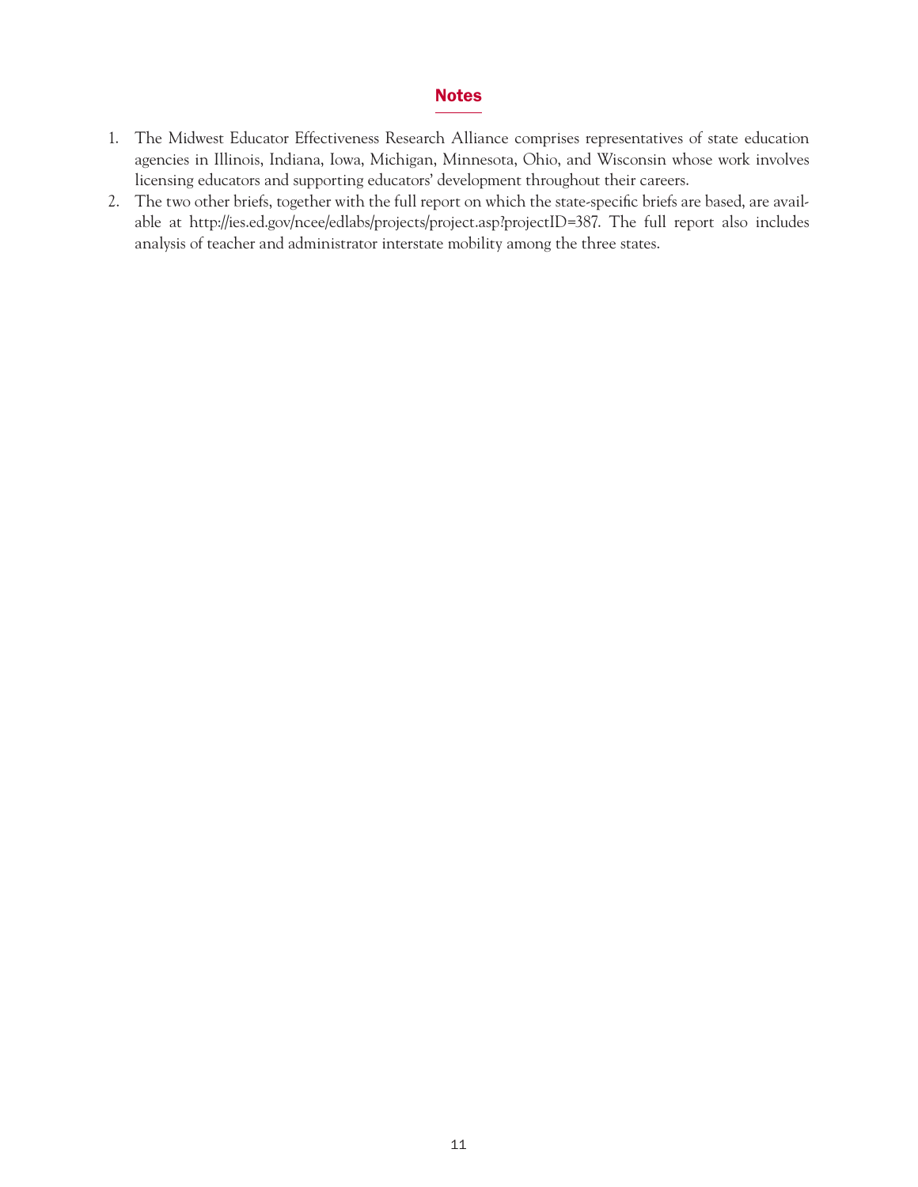## Notes

1. The Midwest Educator Effectiveness Research Alliance comprises representatives of state education agencies in Illinois, Indiana, Iowa, Michigan, Minnesota, Ohio, and Wisconsin whose work involves licensing educators and supporting educators' development throughout their careers.
2. The two other briefs, together with the full report on which the state-specific briefs are based, are available at http://ies.ed.gov/ncee/edlabs/projects/project.asp?projectID=387. The full report also includes analysis of teacher and administrator interstate mobility among the three states.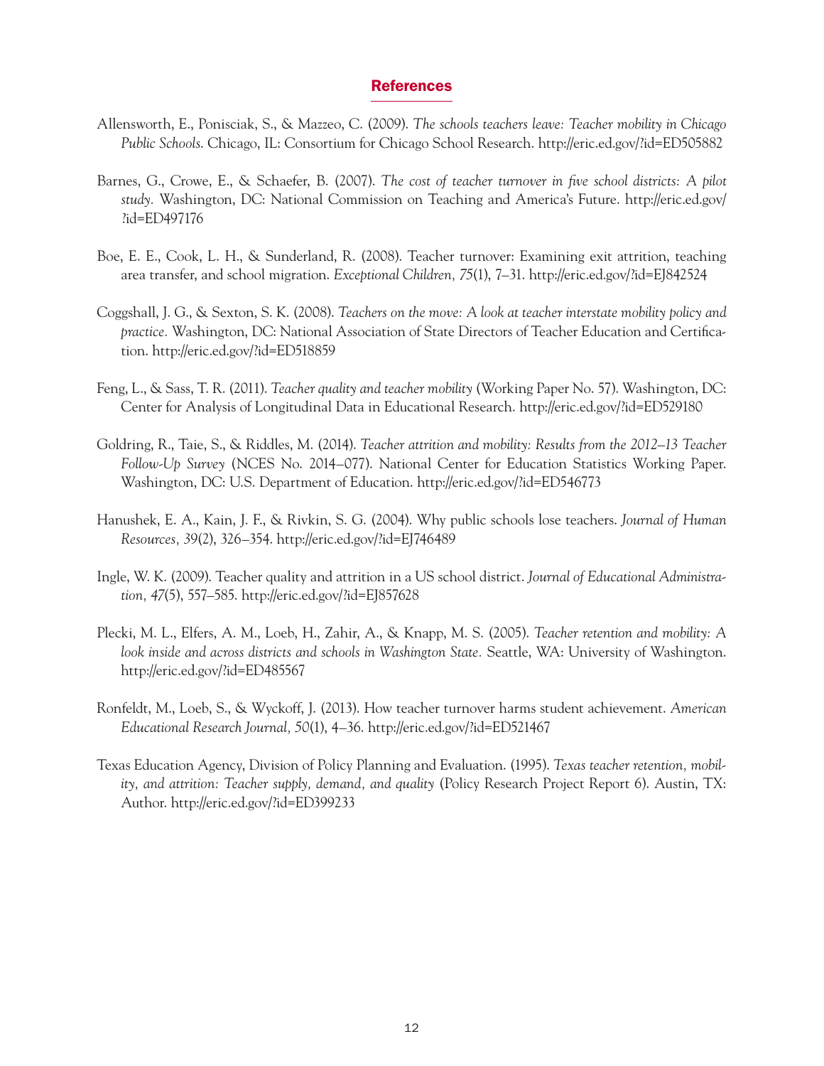## References

Allensworth, E., Ponisciak, S., & Mazzeo, C. (2009). *The schools teachers leave: Teacher mobility in Chicago Public Schools.* Chicago, IL: Consortium for Chicago School Research. http://eric.ed.gov/?id=ED505882

Barnes, G., Crowe, E., & Schaefer, B. (2007). *The cost of teacher turnover in five school districts: A pilot study.* Washington, DC: National Commission on Teaching and America's Future. http://eric.ed.gov/?id=ED497176

Boe, E. E., Cook, L. H., & Sunderland, R. (2008). Teacher turnover: Examining exit attrition, teaching area transfer, and school migration. *Exceptional Children, 75*(1), 7–31. http://eric.ed.gov/?id=EJ842524

Coggshall, J. G., & Sexton, S. K. (2008). *Teachers on the move: A look at teacher interstate mobility policy and practice.* Washington, DC: National Association of State Directors of Teacher Education and Certification. http://eric.ed.gov/?id=ED518859

Feng, L., & Sass, T. R. (2011). *Teacher quality and teacher mobility* (Working Paper No. 57). Washington, DC: Center for Analysis of Longitudinal Data in Educational Research. http://eric.ed.gov/?id=ED529180

Goldring, R., Taie, S., & Riddles, M. (2014). *Teacher attrition and mobility: Results from the 2012–13 Teacher Follow-Up Survey* (NCES No. 2014–077). National Center for Education Statistics Working Paper. Washington, DC: U.S. Department of Education. http://eric.ed.gov/?id=ED546773

Hanushek, E. A., Kain, J. F., & Rivkin, S. G. (2004). Why public schools lose teachers. *Journal of Human Resources, 39*(2), 326–354. http://eric.ed.gov/?id=EJ746489

Ingle, W. K. (2009). Teacher quality and attrition in a US school district. *Journal of Educational Administration, 47*(5), 557–585. http://eric.ed.gov/?id=EJ857628

Plecki, M. L., Elfers, A. M., Loeb, H., Zahir, A., & Knapp, M. S. (2005). *Teacher retention and mobility: A look inside and across districts and schools in Washington State.* Seattle, WA: University of Washington. http://eric.ed.gov/?id=ED485567

Ronfeldt, M., Loeb, S., & Wyckoff, J. (2013). How teacher turnover harms student achievement. *American Educational Research Journal, 50*(1), 4–36. http://eric.ed.gov/?id=ED521467

Texas Education Agency, Division of Policy Planning and Evaluation. (1995). *Texas teacher retention, mobility, and attrition: Teacher supply, demand, and quality* (Policy Research Project Report 6). Austin, TX: Author. http://eric.ed.gov/?id=ED399233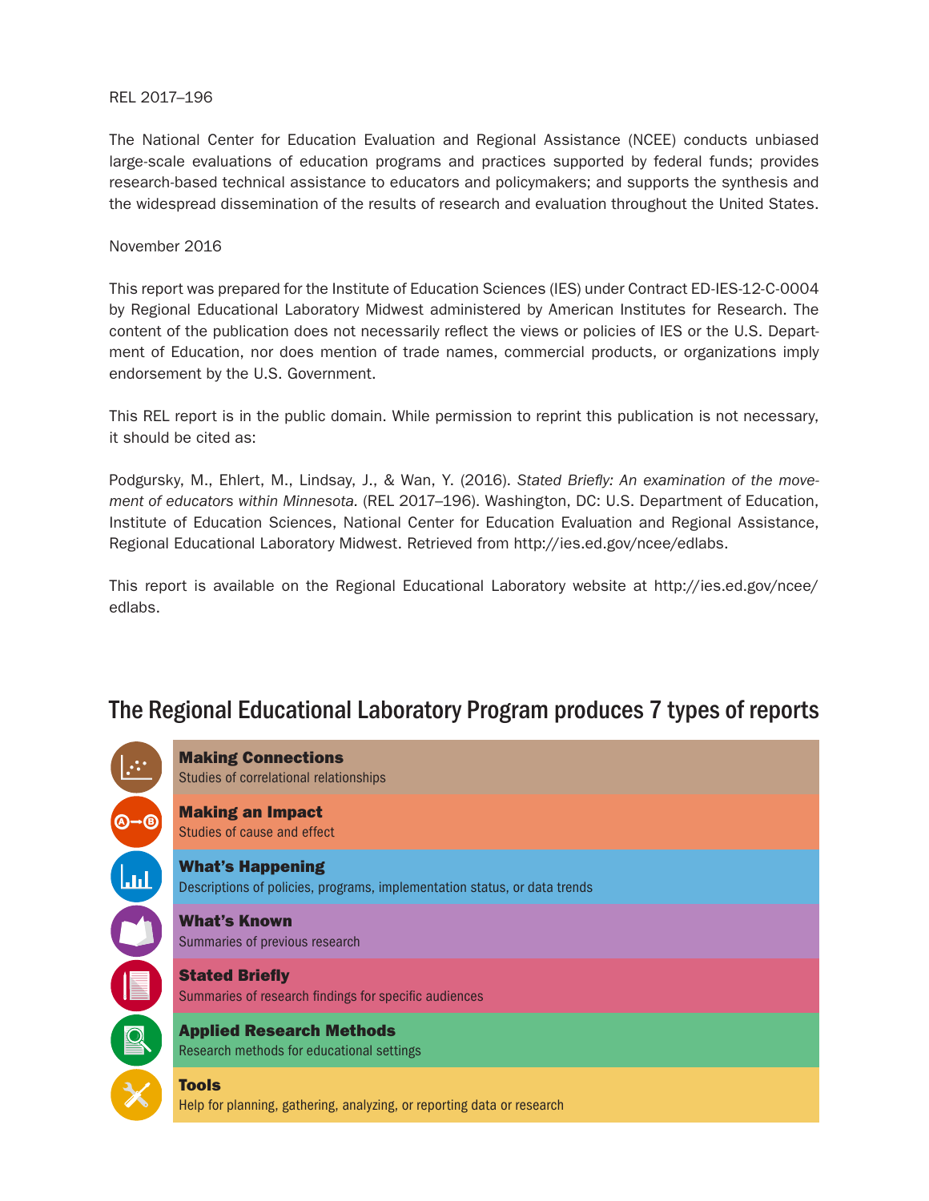REL 2017–196

The National Center for Education Evaluation and Regional Assistance (NCEE) conducts unbiased large-scale evaluations of education programs and practices supported by federal funds; provides research-based technical assistance to educators and policymakers; and supports the synthesis and the widespread dissemination of the results of research and evaluation throughout the United States.

November 2016

This report was prepared for the Institute of Education Sciences (IES) under Contract ED-IES-12-C-0004 by Regional Educational Laboratory Midwest administered by American Institutes for Research. The content of the publication does not necessarily reflect the views or policies of IES or the U.S. Department of Education, nor does mention of trade names, commercial products, or organizations imply endorsement by the U.S. Government.

This REL report is in the public domain. While permission to reprint this publication is not necessary, it should be cited as:

Podgursky, M., Ehlert, M., Lindsay, J., & Wan, Y. (2016). *Stated Briefly: An examination of the movement of educators within Minnesota.* (REL 2017–196). Washington, DC: U.S. Department of Education, Institute of Education Sciences, National Center for Education Evaluation and Regional Assistance, Regional Educational Laboratory Midwest. Retrieved from http://ies.ed.gov/ncee/edlabs.

This report is available on the Regional Educational Laboratory website at http://ies.ed.gov/ncee/edlabs.

## The Regional Educational Laboratory Program produces 7 types of reports

**Making Connections**
Studies of correlational relationships

**Making an Impact**
Studies of cause and effect

**What's Happening**
Descriptions of policies, programs, implementation status, or data trends

**What's Known**
Summaries of previous research

**Stated Briefly**
Summaries of research findings for specific audiences

**Applied Research Methods**
Research methods for educational settings

**Tools**
Help for planning, gathering, analyzing, or reporting data or research